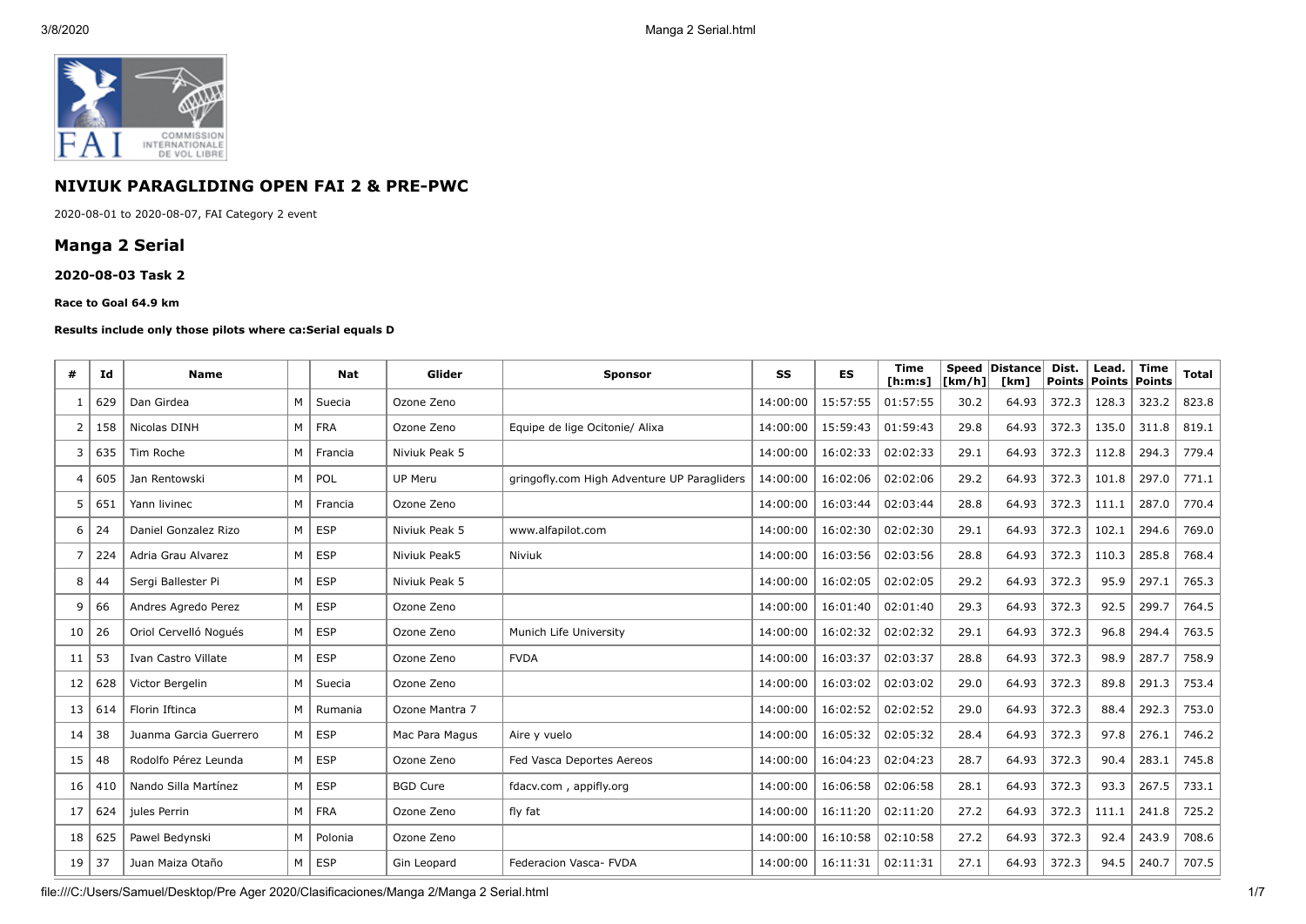## NIVIUK PARAGLIDING OPEN FAI 2 & PRE-PWC

2020-08-01 to 2020-08-07, FAI Category 2 event

## Manga 2 Serial

### 2020-08-03 Task 2

**Race to Goal 64.9 km**

**Results include only those pilots where ca:Serial equals D**

| # | Id | Name | | Nat | Glider | Sponsor | SS | ES | Time [h:m:s] | Speed [km/h] | Distance [km] | Dist. Points | Lead. Points | Time Points | Total |
|---|---|---|---|---|---|---|---|---|---|---|---|---|---|---|---|
| 1 | 629 | Dan Girdea | M | Suecia | Ozone Zeno | | 14:00:00 | 15:57:55 | 01:57:55 | 30.2 | 64.93 | 372.3 | 128.3 | 323.2 | 823.8 |
| 2 | 158 | Nicolas DINH | M | FRA | Ozone Zeno | Equipe de lige Ocitonie/ Alixa | 14:00:00 | 15:59:43 | 01:59:43 | 29.8 | 64.93 | 372.3 | 135.0 | 311.8 | 819.1 |
| 3 | 635 | Tim Roche | M | Francia | Niviuk Peak 5 | | 14:00:00 | 16:02:33 | 02:02:33 | 29.1 | 64.93 | 372.3 | 112.8 | 294.3 | 779.4 |
| 4 | 605 | Jan Rentowski | M | POL | UP Meru | gringofly.com High Adventure UP Paragliders | 14:00:00 | 16:02:06 | 02:02:06 | 29.2 | 64.93 | 372.3 | 101.8 | 297.0 | 771.1 |
| 5 | 651 | Yann livinec | M | Francia | Ozone Zeno | | 14:00:00 | 16:03:44 | 02:03:44 | 28.8 | 64.93 | 372.3 | 111.1 | 287.0 | 770.4 |
| 6 | 24 | Daniel Gonzalez Rizo | M | ESP | Niviuk Peak 5 | www.alfapilot.com | 14:00:00 | 16:02:30 | 02:02:30 | 29.1 | 64.93 | 372.3 | 102.1 | 294.6 | 769.0 |
| 7 | 224 | Adria Grau Alvarez | M | ESP | Niviuk Peak5 | Niviuk | 14:00:00 | 16:03:56 | 02:03:56 | 28.8 | 64.93 | 372.3 | 110.3 | 285.8 | 768.4 |
| 8 | 44 | Sergi Ballester Pi | M | ESP | Niviuk Peak 5 | | 14:00:00 | 16:02:05 | 02:02:05 | 29.2 | 64.93 | 372.3 | 95.9 | 297.1 | 765.3 |
| 9 | 66 | Andres Agredo Perez | M | ESP | Ozone Zeno | | 14:00:00 | 16:01:40 | 02:01:40 | 29.3 | 64.93 | 372.3 | 92.5 | 299.7 | 764.5 |
| 10 | 26 | Oriol Cervelló Nogués | M | ESP | Ozone Zeno | Munich Life University | 14:00:00 | 16:02:32 | 02:02:32 | 29.1 | 64.93 | 372.3 | 96.8 | 294.4 | 763.5 |
| 11 | 53 | Ivan Castro Villate | M | ESP | Ozone Zeno | FVDA | 14:00:00 | 16:03:37 | 02:03:37 | 28.8 | 64.93 | 372.3 | 98.9 | 287.7 | 758.9 |
| 12 | 628 | Victor Bergelin | M | Suecia | Ozone Zeno | | 14:00:00 | 16:03:02 | 02:03:02 | 29.0 | 64.93 | 372.3 | 89.8 | 291.3 | 753.4 |
| 13 | 614 | Florin Iftinca | M | Rumania | Ozone Mantra 7 | | 14:00:00 | 16:02:52 | 02:02:52 | 29.0 | 64.93 | 372.3 | 88.4 | 292.3 | 753.0 |
| 14 | 38 | Juanma Garcia Guerrero | M | ESP | Mac Para Magus | Aire y vuelo | 14:00:00 | 16:05:32 | 02:05:32 | 28.4 | 64.93 | 372.3 | 97.8 | 276.1 | 746.2 |
| 15 | 48 | Rodolfo Pérez Leunda | M | ESP | Ozone Zeno | Fed Vasca Deportes Aereos | 14:00:00 | 16:04:23 | 02:04:23 | 28.7 | 64.93 | 372.3 | 90.4 | 283.1 | 745.8 |
| 16 | 410 | Nando Silla Martínez | M | ESP | BGD Cure | fdacv.com , appifly.org | 14:00:00 | 16:06:58 | 02:06:58 | 28.1 | 64.93 | 372.3 | 93.3 | 267.5 | 733.1 |
| 17 | 624 | jules Perrin | M | FRA | Ozone Zeno | fly fat | 14:00:00 | 16:11:20 | 02:11:20 | 27.2 | 64.93 | 372.3 | 111.1 | 241.8 | 725.2 |
| 18 | 625 | Pawel Bedynski | M | Polonia | Ozone Zeno | | 14:00:00 | 16:10:58 | 02:10:58 | 27.2 | 64.93 | 372.3 | 92.4 | 243.9 | 708.6 |
| 19 | 37 | Juan Maiza Otaño | M | ESP | Gin Leopard | Federacion Vasca- FVDA | 14:00:00 | 16:11:31 | 02:11:31 | 27.1 | 64.93 | 372.3 | 94.5 | 240.7 | 707.5 |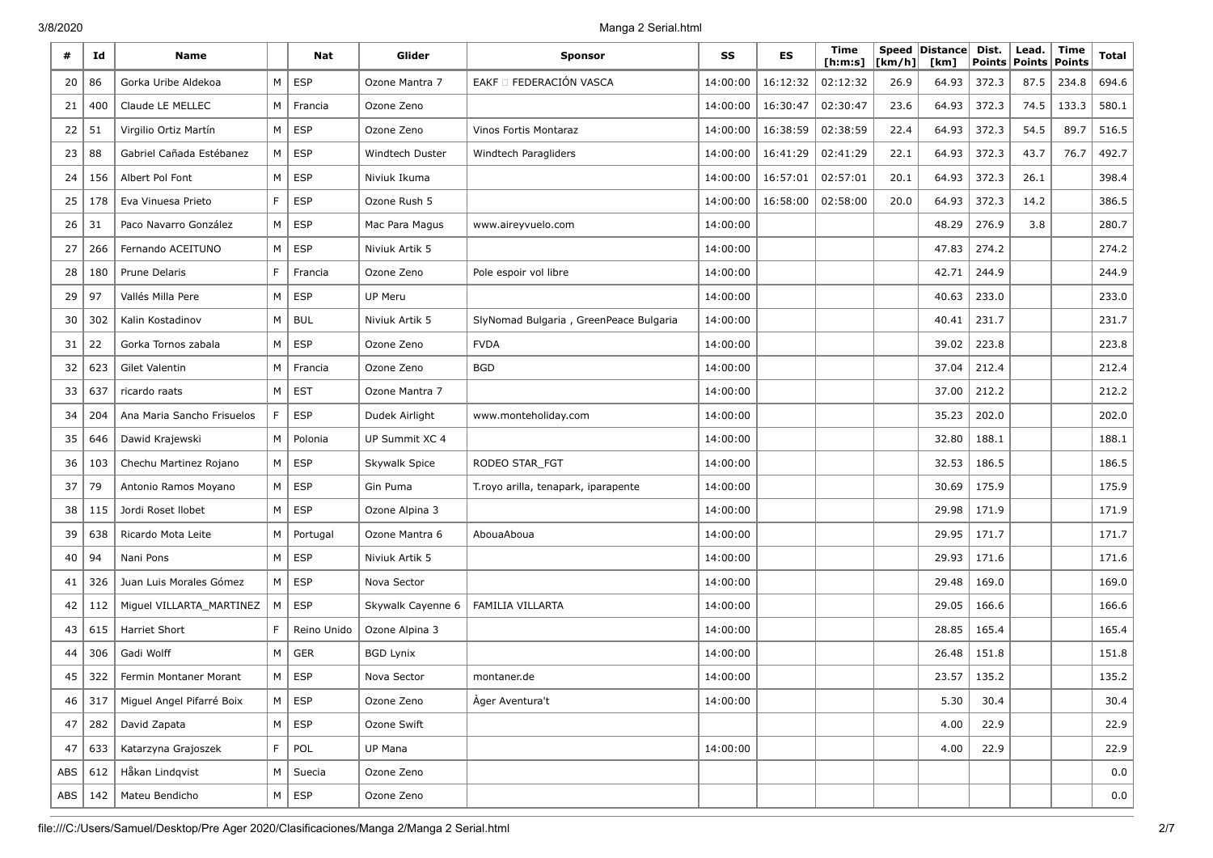| # | Id | Name | | Nat | Glider | Sponsor | SS | ES | Time [h:m:s] | Speed [km/h] | Distance [km] | Dist. Points | Lead. Points | Time Points | Total |
|---|---|---|---|---|---|---|---|---|---|---|---|---|---|---|---|
| 20 | 86 | Gorka Uribe Aldekoa | M | ESP | Ozone Mantra 7 | EAKF  FEDERACIÓN VASCA | 14:00:00 | 16:12:32 | 02:12:32 | 26.9 | 64.93 | 372.3 | 87.5 | 234.8 | 694.6 |
| 21 | 400 | Claude LE MELLEC | M | Francia | Ozone Zeno | | 14:00:00 | 16:30:47 | 02:30:47 | 23.6 | 64.93 | 372.3 | 74.5 | 133.3 | 580.1 |
| 22 | 51 | Virgilio Ortiz Martín | M | ESP | Ozone Zeno | Vinos Fortis Montaraz | 14:00:00 | 16:38:59 | 02:38:59 | 22.4 | 64.93 | 372.3 | 54.5 | 89.7 | 516.5 |
| 23 | 88 | Gabriel Cañada Estébanez | M | ESP | Windtech Duster | Windtech Paragliders | 14:00:00 | 16:41:29 | 02:41:29 | 22.1 | 64.93 | 372.3 | 43.7 | 76.7 | 492.7 |
| 24 | 156 | Albert Pol Font | M | ESP | Niviuk Ikuma | | 14:00:00 | 16:57:01 | 02:57:01 | 20.1 | 64.93 | 372.3 | 26.1 | | 398.4 |
| 25 | 178 | Eva Vinuesa Prieto | F | ESP | Ozone Rush 5 | | 14:00:00 | 16:58:00 | 02:58:00 | 20.0 | 64.93 | 372.3 | 14.2 | | 386.5 |
| 26 | 31 | Paco Navarro González | M | ESP | Mac Para Magus | www.aireyvuelo.com | 14:00:00 | | | | 48.29 | 276.9 | 3.8 | | 280.7 |
| 27 | 266 | Fernando ACEITUNO | M | ESP | Niviuk Artik 5 | | 14:00:00 | | | | 47.83 | 274.2 | | | 274.2 |
| 28 | 180 | Prune Delaris | F | Francia | Ozone Zeno | Pole espoir vol libre | 14:00:00 | | | | 42.71 | 244.9 | | | 244.9 |
| 29 | 97 | Vallés Milla Pere | M | ESP | UP Meru | | 14:00:00 | | | | 40.63 | 233.0 | | | 233.0 |
| 30 | 302 | Kalin Kostadinov | M | BUL | Niviuk Artik 5 | SlyNomad Bulgaria , GreenPeace Bulgaria | 14:00:00 | | | | 40.41 | 231.7 | | | 231.7 |
| 31 | 22 | Gorka Tornos zabala | M | ESP | Ozone Zeno | FVDA | 14:00:00 | | | | 39.02 | 223.8 | | | 223.8 |
| 32 | 623 | Gilet Valentin | M | Francia | Ozone Zeno | BGD | 14:00:00 | | | | 37.04 | 212.4 | | | 212.4 |
| 33 | 637 | ricardo raats | M | EST | Ozone Mantra 7 | | 14:00:00 | | | | 37.00 | 212.2 | | | 212.2 |
| 34 | 204 | Ana Maria Sancho Frisuelos | F | ESP | Dudek Airlight | www.monteholiday.com | 14:00:00 | | | | 35.23 | 202.0 | | | 202.0 |
| 35 | 646 | Dawid Krajewski | M | Polonia | UP Summit XC 4 | | 14:00:00 | | | | 32.80 | 188.1 | | | 188.1 |
| 36 | 103 | Chechu Martinez Rojano | M | ESP | Skywalk Spice | RODEO STAR_FGT | 14:00:00 | | | | 32.53 | 186.5 | | | 186.5 |
| 37 | 79 | Antonio Ramos Moyano | M | ESP | Gin Puma | T.royo arilla, tenapark, iparapente | 14:00:00 | | | | 30.69 | 175.9 | | | 175.9 |
| 38 | 115 | Jordi Roset llobet | M | ESP | Ozone Alpina 3 | | 14:00:00 | | | | 29.98 | 171.9 | | | 171.9 |
| 39 | 638 | Ricardo Mota Leite | M | Portugal | Ozone Mantra 6 | AbouaAboua | 14:00:00 | | | | 29.95 | 171.7 | | | 171.7 |
| 40 | 94 | Nani Pons | M | ESP | Niviuk Artik 5 | | 14:00:00 | | | | 29.93 | 171.6 | | | 171.6 |
| 41 | 326 | Juan Luis Morales Gómez | M | ESP | Nova Sector | | 14:00:00 | | | | 29.48 | 169.0 | | | 169.0 |
| 42 | 112 | Miguel VILLARTA_MARTINEZ | M | ESP | Skywalk Cayenne 6 | FAMILIA VILLARTA | 14:00:00 | | | | 29.05 | 166.6 | | | 166.6 |
| 43 | 615 | Harriet Short | F | Reino Unido | Ozone Alpina 3 | | 14:00:00 | | | | 28.85 | 165.4 | | | 165.4 |
| 44 | 306 | Gadi Wolff | M | GER | BGD Lynix | | 14:00:00 | | | | 26.48 | 151.8 | | | 151.8 |
| 45 | 322 | Fermin Montaner Morant | M | ESP | Nova Sector | montaner.de | 14:00:00 | | | | 23.57 | 135.2 | | | 135.2 |
| 46 | 317 | Miguel Angel Pifarré Boix | M | ESP | Ozone Zeno | Àger Aventura't | 14:00:00 | | | | 5.30 | 30.4 | | | 30.4 |
| 47 | 282 | David Zapata | M | ESP | Ozone Swift | | | | | | 4.00 | 22.9 | | | 22.9 |
| 47 | 633 | Katarzyna Grajoszek | F | POL | UP Mana | | 14:00:00 | | | | 4.00 | 22.9 | | | 22.9 |
| ABS | 612 | Håkan Lindqvist | M | Suecia | Ozone Zeno | | | | | | | | | | 0.0 |
| ABS | 142 | Mateu Bendicho | M | ESP | Ozone Zeno | | | | | | | | | | 0.0 |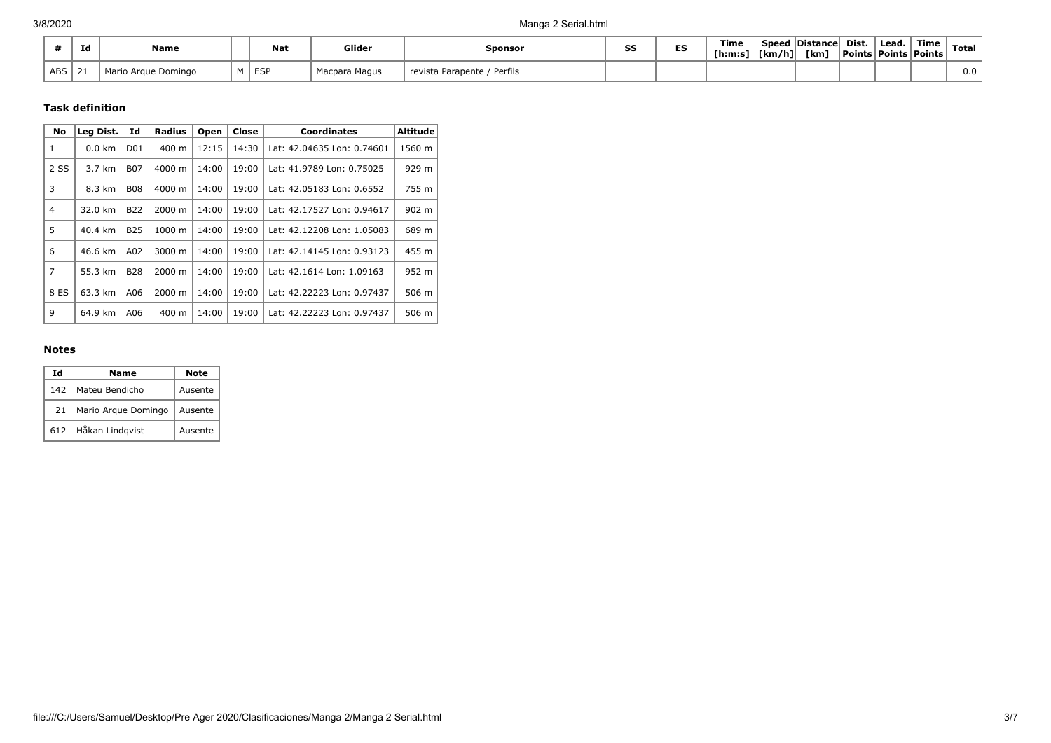| # | Id | Name | | Nat | Glider | Sponsor | SS | ES | Time [h:m:s] | Speed [km/h] | Distance [km] | Dist. Points | Lead. Points | Time Points | Total |
|---|---|---|---|---|---|---|---|---|---|---|---|---|---|---|---|
| ABS | 21 | Mario Arque Domingo | M | ESP | Macpara Magus | revista Parapente / Perfils | | | | | | | | | 0.0 |

### Task definition

| No | Leg Dist. | Id | Radius | Open | Close | Coordinates | Altitude |
|---|---|---|---|---|---|---|---|
| 1 | 0.0 km | D01 | 400 m | 12:15 | 14:30 | Lat: 42.04635 Lon: 0.74601 | 1560 m |
| 2 SS | 3.7 km | B07 | 4000 m | 14:00 | 19:00 | Lat: 41.9789 Lon: 0.75025 | 929 m |
| 3 | 8.3 km | B08 | 4000 m | 14:00 | 19:00 | Lat: 42.05183 Lon: 0.6552 | 755 m |
| 4 | 32.0 km | B22 | 2000 m | 14:00 | 19:00 | Lat: 42.17527 Lon: 0.94617 | 902 m |
| 5 | 40.4 km | B25 | 1000 m | 14:00 | 19:00 | Lat: 42.12208 Lon: 1.05083 | 689 m |
| 6 | 46.6 km | A02 | 3000 m | 14:00 | 19:00 | Lat: 42.14145 Lon: 0.93123 | 455 m |
| 7 | 55.3 km | B28 | 2000 m | 14:00 | 19:00 | Lat: 42.1614 Lon: 1.09163 | 952 m |
| 8 ES | 63.3 km | A06 | 2000 m | 14:00 | 19:00 | Lat: 42.22223 Lon: 0.97437 | 506 m |
| 9 | 64.9 km | A06 | 400 m | 14:00 | 19:00 | Lat: 42.22223 Lon: 0.97437 | 506 m |

### Notes

| Id | Name | Note |
|---|---|---|
| 142 | Mateu Bendicho | Ausente |
| 21 | Mario Arque Domingo | Ausente |
| 612 | Håkan Lindqvist | Ausente |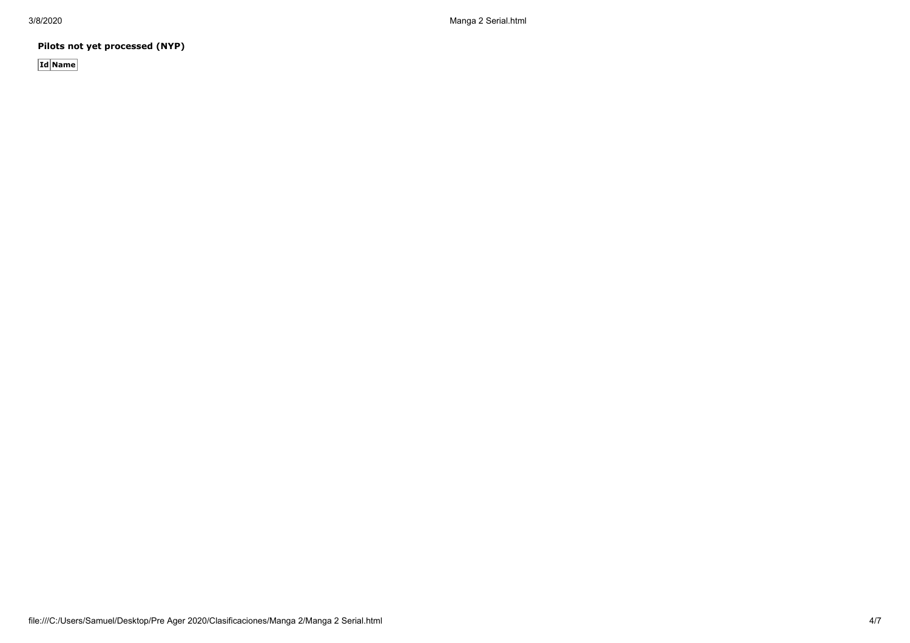**Pilots not yet processed (NYP)**

| Id | Name |
| --- | --- |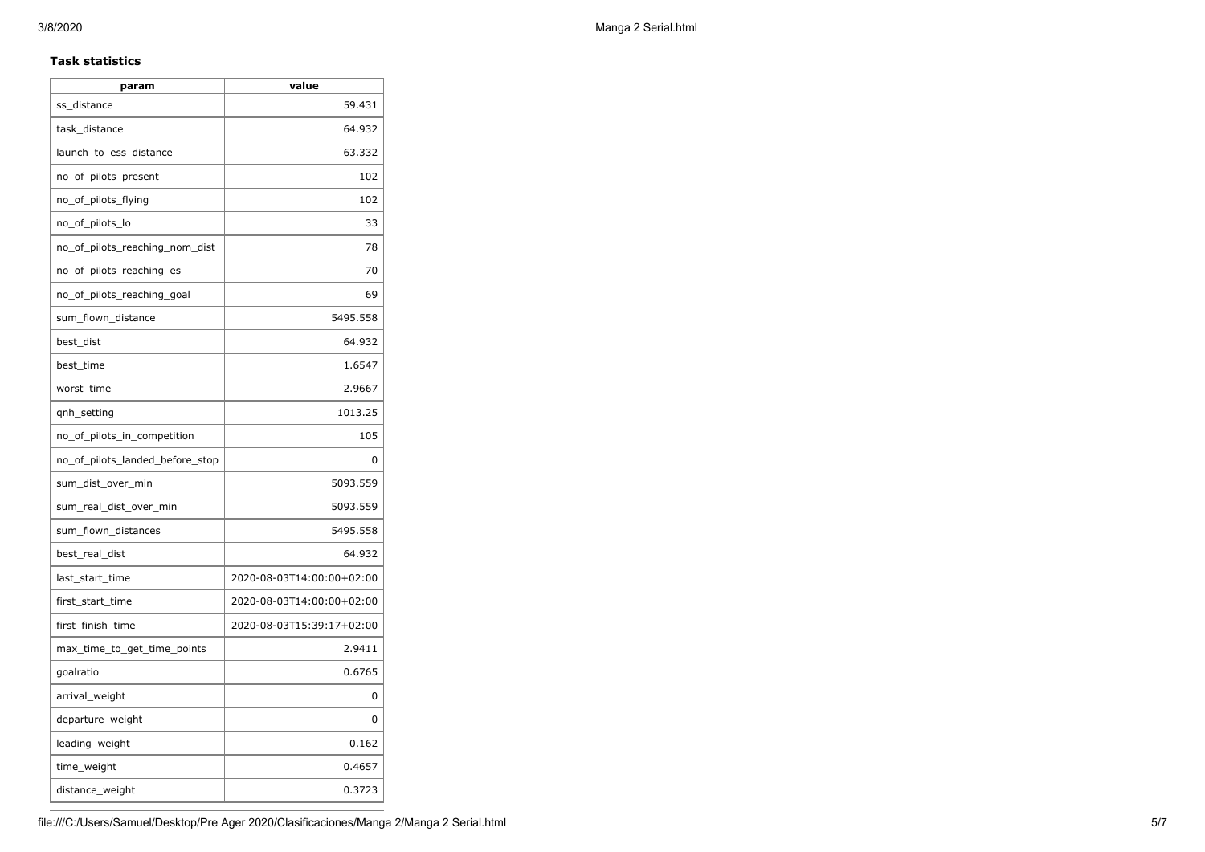**Task statistics**

| param | value |
| --- | --- |
| ss_distance | 59.431 |
| task_distance | 64.932 |
| launch_to_ess_distance | 63.332 |
| no_of_pilots_present | 102 |
| no_of_pilots_flying | 102 |
| no_of_pilots_lo | 33 |
| no_of_pilots_reaching_nom_dist | 78 |
| no_of_pilots_reaching_es | 70 |
| no_of_pilots_reaching_goal | 69 |
| sum_flown_distance | 5495.558 |
| best_dist | 64.932 |
| best_time | 1.6547 |
| worst_time | 2.9667 |
| qnh_setting | 1013.25 |
| no_of_pilots_in_competition | 105 |
| no_of_pilots_landed_before_stop | 0 |
| sum_dist_over_min | 5093.559 |
| sum_real_dist_over_min | 5093.559 |
| sum_flown_distances | 5495.558 |
| best_real_dist | 64.932 |
| last_start_time | 2020-08-03T14:00:00+02:00 |
| first_start_time | 2020-08-03T14:00:00+02:00 |
| first_finish_time | 2020-08-03T15:39:17+02:00 |
| max_time_to_get_time_points | 2.9411 |
| goalratio | 0.6765 |
| arrival_weight | 0 |
| departure_weight | 0 |
| leading_weight | 0.162 |
| time_weight | 0.4657 |
| distance_weight | 0.3723 |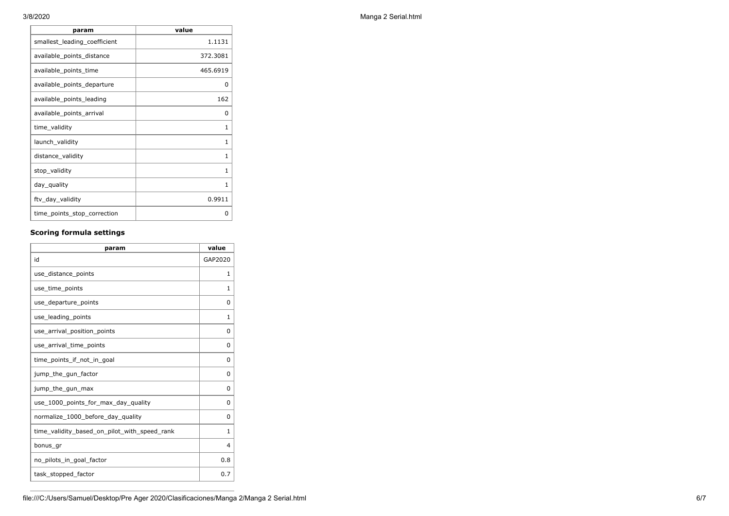| param | value |
| --- | --- |
| smallest_leading_coefficient | 1.1131 |
| available_points_distance | 372.3081 |
| available_points_time | 465.6919 |
| available_points_departure | 0 |
| available_points_leading | 162 |
| available_points_arrival | 0 |
| time_validity | 1 |
| launch_validity | 1 |
| distance_validity | 1 |
| stop_validity | 1 |
| day_quality | 1 |
| ftv_day_validity | 0.9911 |
| time_points_stop_correction | 0 |

### Scoring formula settings

| param | value |
| --- | --- |
| id | GAP2020 |
| use_distance_points | 1 |
| use_time_points | 1 |
| use_departure_points | 0 |
| use_leading_points | 1 |
| use_arrival_position_points | 0 |
| use_arrival_time_points | 0 |
| time_points_if_not_in_goal | 0 |
| jump_the_gun_factor | 0 |
| jump_the_gun_max | 0 |
| use_1000_points_for_max_day_quality | 0 |
| normalize_1000_before_day_quality | 0 |
| time_validity_based_on_pilot_with_speed_rank | 1 |
| bonus_gr | 4 |
| no_pilots_in_goal_factor | 0.8 |
| task_stopped_factor | 0.7 |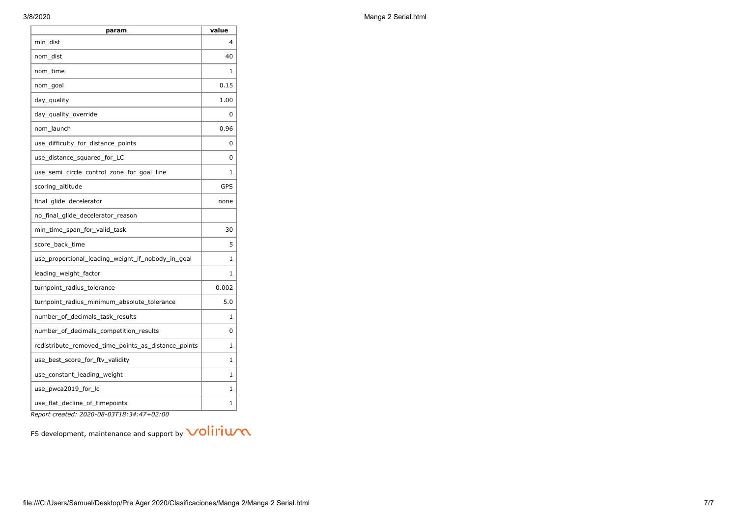| param | value |
|---|---|
| min_dist | 4 |
| nom_dist | 40 |
| nom_time | 1 |
| nom_goal | 0.15 |
| day_quality | 1.00 |
| day_quality_override | 0 |
| nom_launch | 0.96 |
| use_difficulty_for_distance_points | 0 |
| use_distance_squared_for_LC | 0 |
| use_semi_circle_control_zone_for_goal_line | 1 |
| scoring_altitude | GPS |
| final_glide_decelerator | none |
| no_final_glide_decelerator_reason | |
| min_time_span_for_valid_task | 30 |
| score_back_time | 5 |
| use_proportional_leading_weight_if_nobody_in_goal | 1 |
| leading_weight_factor | 1 |
| turnpoint_radius_tolerance | 0.002 |
| turnpoint_radius_minimum_absolute_tolerance | 5.0 |
| number_of_decimals_task_results | 1 |
| number_of_decimals_competition_results | 0 |
| redistribute_removed_time_points_as_distance_points | 1 |
| use_best_score_for_ftv_validity | 1 |
| use_constant_leading_weight | 1 |
| use_pwca2019_for_lc | 1 |
| use_flat_decline_of_timepoints | 1 |

*Report created: 2020-08-03T18:34:47+02:00*

FS development, maintenance and support by volirium